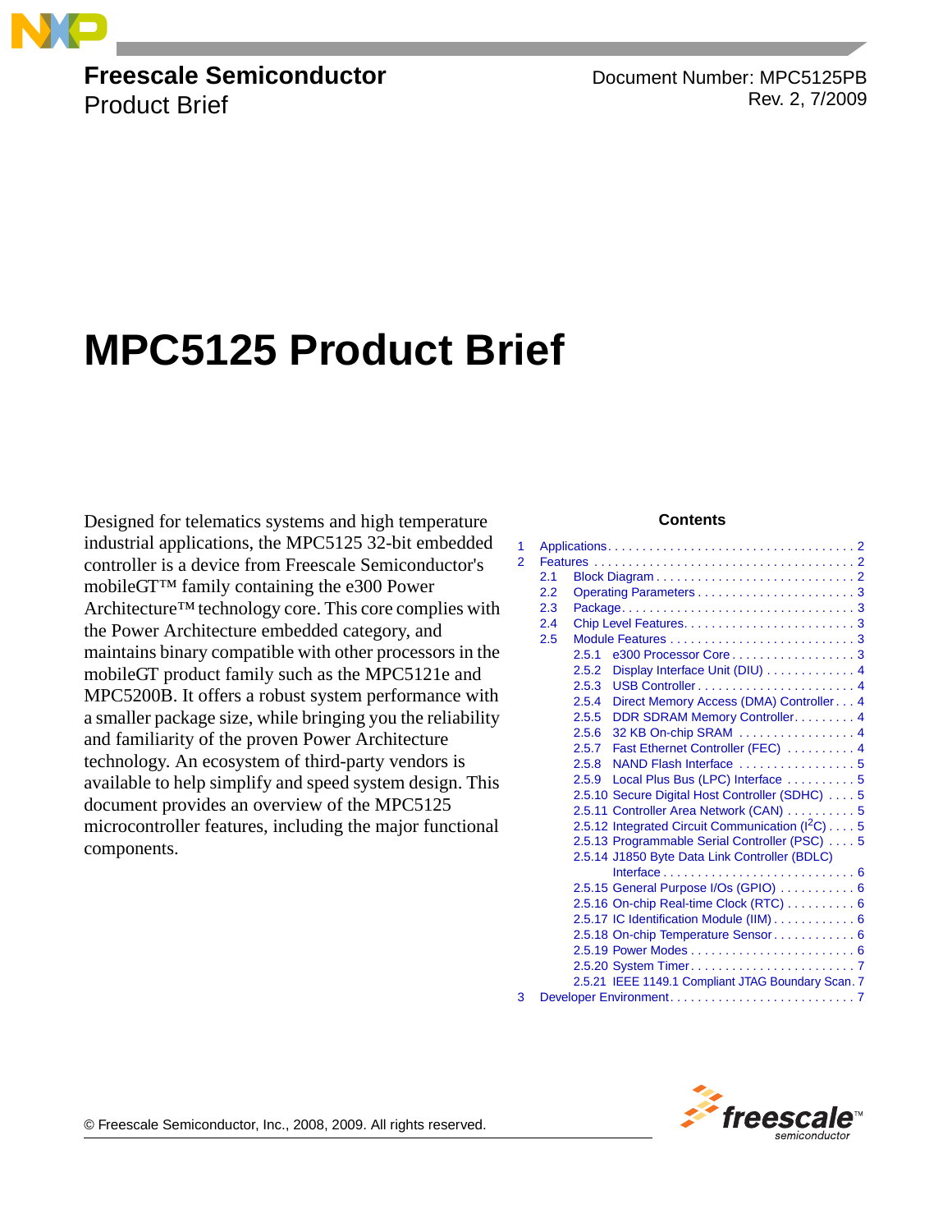**Freescale Semiconductor**
Product Brief

Document Number: MPC5125PB
Rev. 2, 7/2009

# MPC5125 Product Brief

Designed for telematics systems and high temperature industrial applications, the MPC5125 32-bit embedded controller is a device from Freescale Semiconductor's mobileGT™ family containing the e300 Power Architecture™ technology core. This core complies with the Power Architecture embedded category, and maintains binary compatible with other processors in the mobileGT product family such as the MPC5121e and MPC5200B. It offers a robust system performance with a smaller package size, while bringing you the reliability and familiarity of the proven Power Architecture technology. An ecosystem of third-party vendors is available to help simplify and speed system design. This document provides an overview of the MPC5125 microcontroller features, including the major functional components.

**Contents**

1 Applications . . . . . . . . . . . . . . . . . . . . . . . . . . . . . . . . . . . 2
2 Features . . . . . . . . . . . . . . . . . . . . . . . . . . . . . . . . . . . . . . 2
 2.1 Block Diagram . . . . . . . . . . . . . . . . . . . . . . . . . . . . . 2
 2.2 Operating Parameters . . . . . . . . . . . . . . . . . . . . . . . 3
 2.3 Package . . . . . . . . . . . . . . . . . . . . . . . . . . . . . . . . . 3
 2.4 Chip Level Features . . . . . . . . . . . . . . . . . . . . . . . . 3
 2.5 Module Features . . . . . . . . . . . . . . . . . . . . . . . . . . 3
  2.5.1 e300 Processor Core . . . . . . . . . . . . . . . . . . 3
  2.5.2 Display Interface Unit (DIU) . . . . . . . . . . . . . 4
  2.5.3 USB Controller . . . . . . . . . . . . . . . . . . . . . . . 4
  2.5.4 Direct Memory Access (DMA) Controller . . . 4
  2.5.5 DDR SDRAM Memory Controller . . . . . . . . . 4
  2.5.6 32 KB On-chip SRAM . . . . . . . . . . . . . . . . . 4
  2.5.7 Fast Ethernet Controller (FEC) . . . . . . . . . . 4
  2.5.8 NAND Flash Interface . . . . . . . . . . . . . . . . . 5
  2.5.9 Local Plus Bus (LPC) Interface . . . . . . . . . . 5
  2.5.10 Secure Digital Host Controller (SDHC) . . . . 5
  2.5.11 Controller Area Network (CAN) . . . . . . . . . . 5
  2.5.12 Integrated Circuit Communication (I$^2$C) . . . . 5
  2.5.13 Programmable Serial Controller (PSC) . . . . 5
  2.5.14 J1850 Byte Data Link Controller (BDLC) Interface . . . . . . . . . . . . . . . . . . . . . . . . . . . . 6
  2.5.15 General Purpose I/Os (GPIO) . . . . . . . . . . . 6
  2.5.16 On-chip Real-time Clock (RTC) . . . . . . . . . . 6
  2.5.17 IC Identification Module (IIM) . . . . . . . . . . . . 6
  2.5.18 On-chip Temperature Sensor . . . . . . . . . . . . 6
  2.5.19 Power Modes . . . . . . . . . . . . . . . . . . . . . . . . 6
  2.5.20 System Timer . . . . . . . . . . . . . . . . . . . . . . . . 7
  2.5.21 IEEE 1149.1 Compliant JTAG Boundary Scan . 7
3 Developer Environment . . . . . . . . . . . . . . . . . . . . . . . . . . 7

© Freescale Semiconductor, Inc., 2008, 2009. All rights reserved.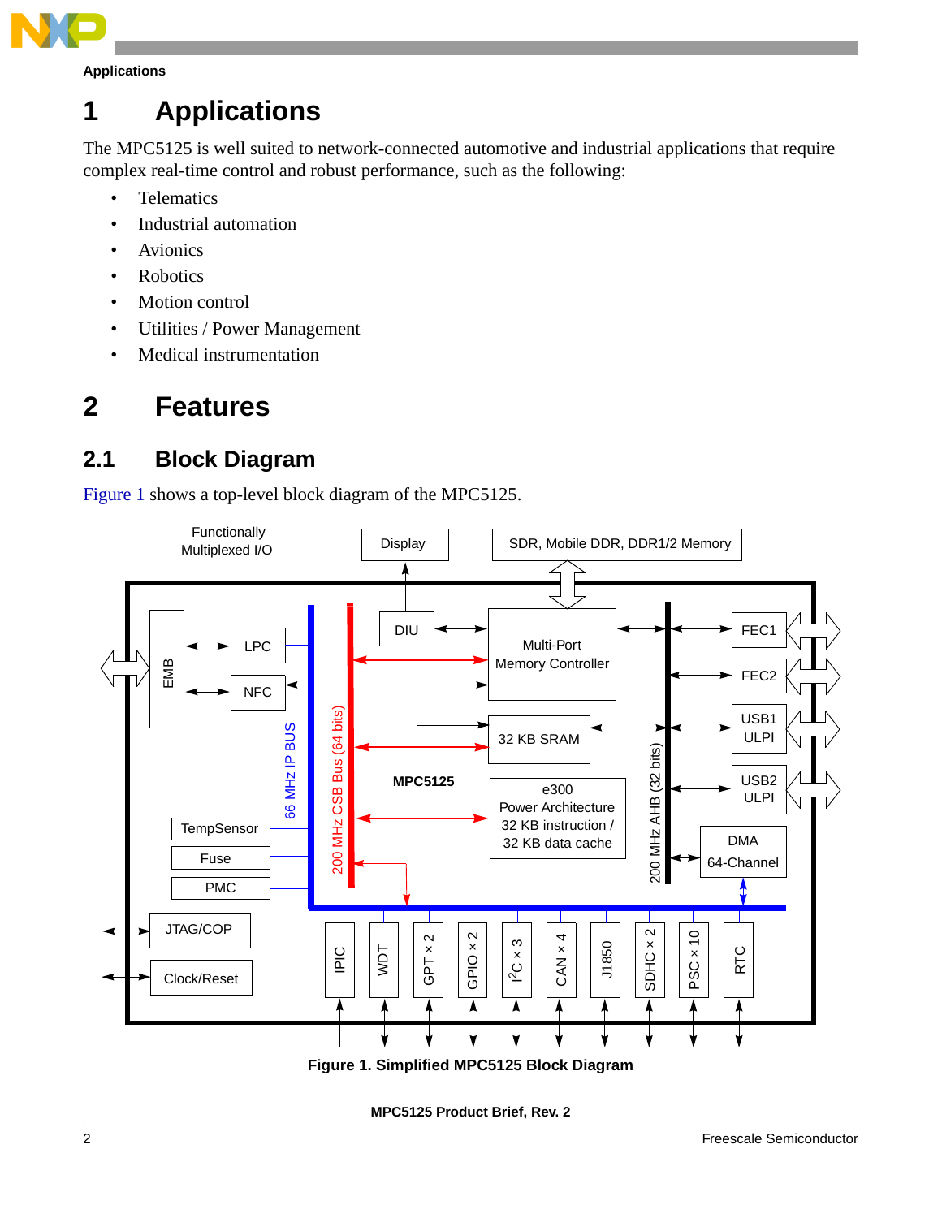# 1 Applications

The MPC5125 is well suited to network-connected automotive and industrial applications that require complex real-time control and robust performance, such as the following:

- Telematics
- Industrial automation
- Avionics
- Robotics
- Motion control
- Utilities / Power Management
- Medical instrumentation

# 2 Features

## 2.1 Block Diagram

Figure 1 shows a top-level block diagram of the MPC5125.

**Figure 1. Simplified MPC5125 Block Diagram**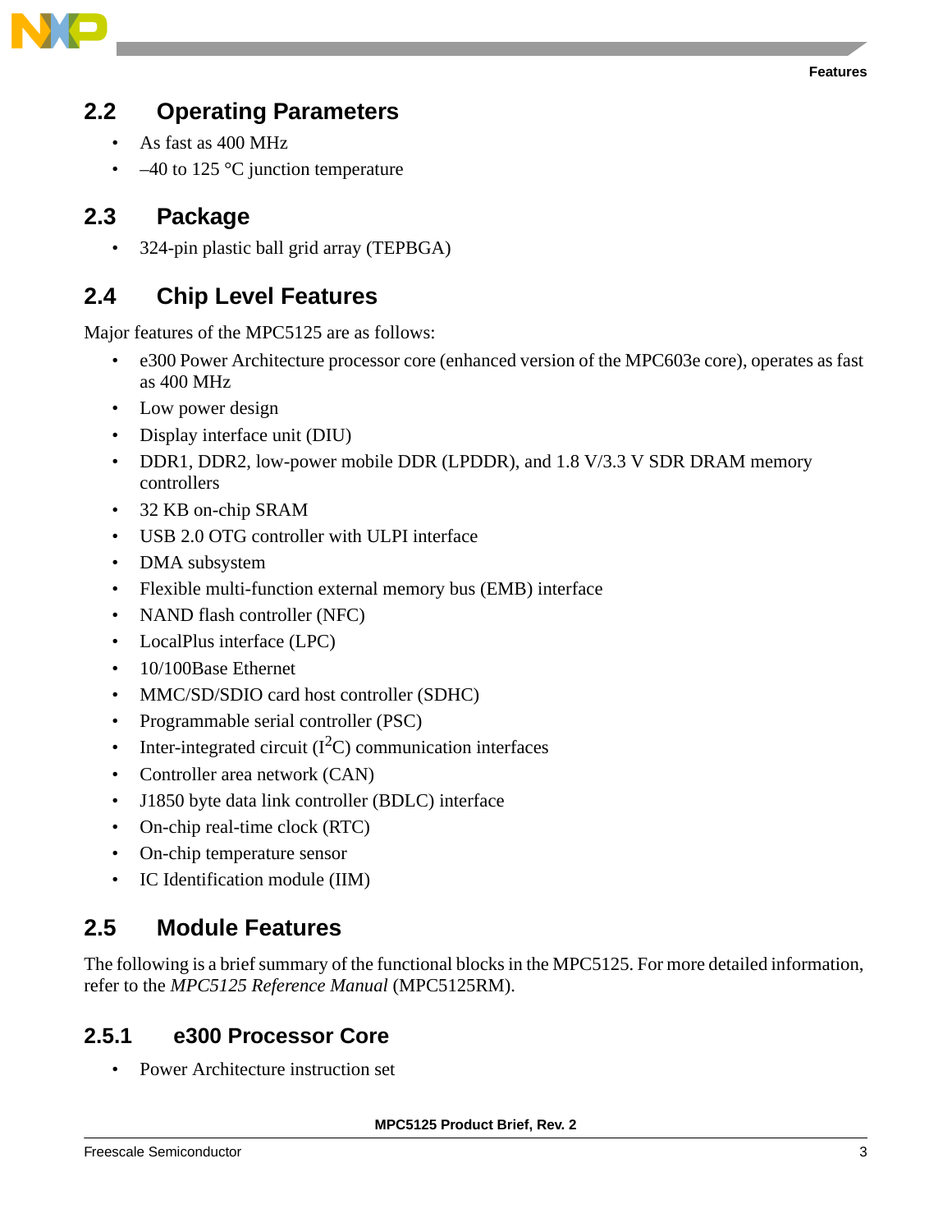## 2.2 Operating Parameters

- As fast as 400 MHz
- –40 to 125 °C junction temperature

## 2.3 Package

- 324-pin plastic ball grid array (TEPBGA)

## 2.4 Chip Level Features

Major features of the MPC5125 are as follows:

- e300 Power Architecture processor core (enhanced version of the MPC603e core), operates as fast as 400 MHz
- Low power design
- Display interface unit (DIU)
- DDR1, DDR2, low-power mobile DDR (LPDDR), and 1.8 V/3.3 V SDR DRAM memory controllers
- 32 KB on-chip SRAM
- USB 2.0 OTG controller with ULPI interface
- DMA subsystem
- Flexible multi-function external memory bus (EMB) interface
- NAND flash controller (NFC)
- LocalPlus interface (LPC)
- 10/100Base Ethernet
- MMC/SD/SDIO card host controller (SDHC)
- Programmable serial controller (PSC)
- Inter-integrated circuit ($I^2C$) communication interfaces
- Controller area network (CAN)
- J1850 byte data link controller (BDLC) interface
- On-chip real-time clock (RTC)
- On-chip temperature sensor
- IC Identification module (IIM)

## 2.5 Module Features

The following is a brief summary of the functional blocks in the MPC5125. For more detailed information, refer to the *MPC5125 Reference Manual* (MPC5125RM).

### 2.5.1 e300 Processor Core

- Power Architecture instruction set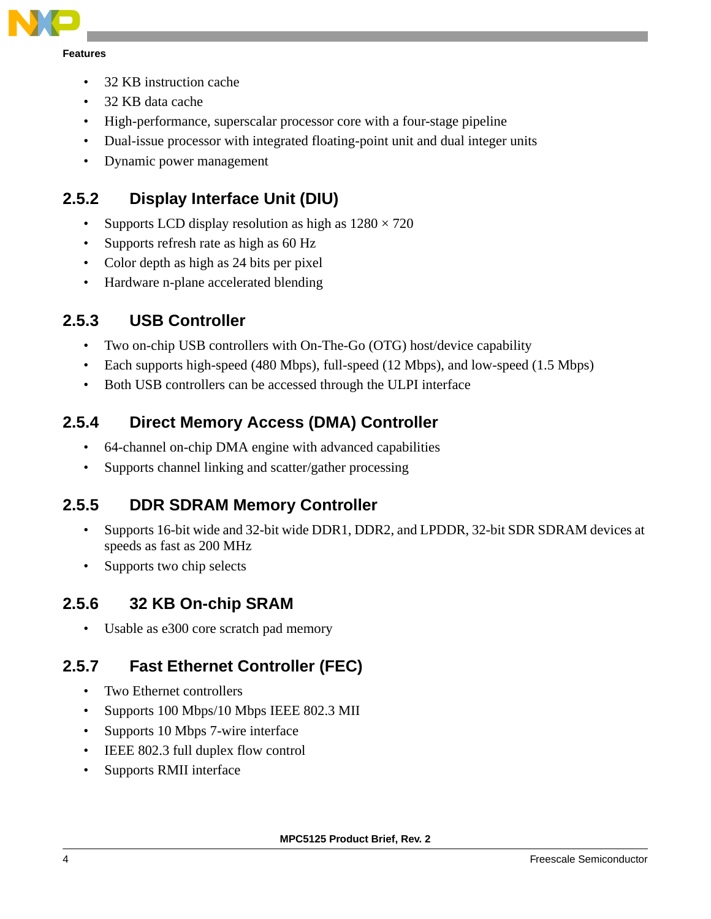- 32 KB instruction cache
- 32 KB data cache
- High-performance, superscalar processor core with a four-stage pipeline
- Dual-issue processor with integrated floating-point unit and dual integer units
- Dynamic power management

### 2.5.2 Display Interface Unit (DIU)

- Supports LCD display resolution as high as 1280 × 720
- Supports refresh rate as high as 60 Hz
- Color depth as high as 24 bits per pixel
- Hardware n-plane accelerated blending

### 2.5.3 USB Controller

- Two on-chip USB controllers with On-The-Go (OTG) host/device capability
- Each supports high-speed (480 Mbps), full-speed (12 Mbps), and low-speed (1.5 Mbps)
- Both USB controllers can be accessed through the ULPI interface

### 2.5.4 Direct Memory Access (DMA) Controller

- 64-channel on-chip DMA engine with advanced capabilities
- Supports channel linking and scatter/gather processing

### 2.5.5 DDR SDRAM Memory Controller

- Supports 16-bit wide and 32-bit wide DDR1, DDR2, and LPDDR, 32-bit SDR SDRAM devices at speeds as fast as 200 MHz
- Supports two chip selects

### 2.5.6 32 KB On-chip SRAM

- Usable as e300 core scratch pad memory

### 2.5.7 Fast Ethernet Controller (FEC)

- Two Ethernet controllers
- Supports 100 Mbps/10 Mbps IEEE 802.3 MII
- Supports 10 Mbps 7-wire interface
- IEEE 802.3 full duplex flow control
- Supports RMII interface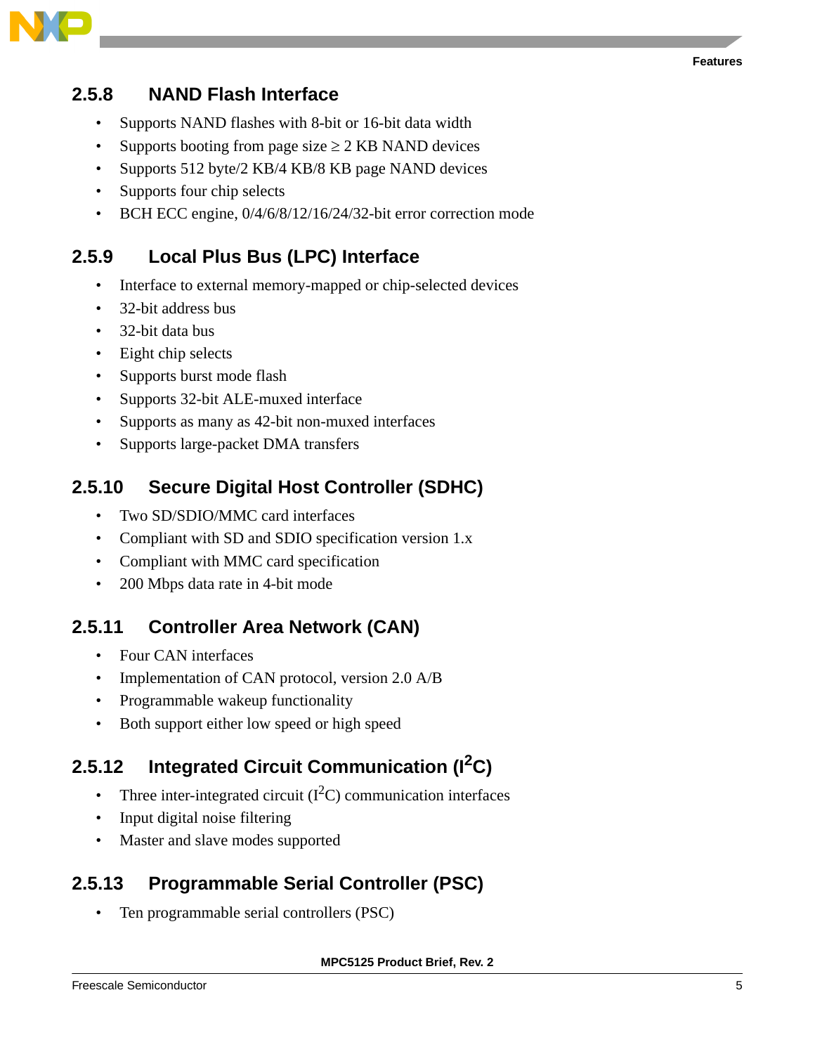### 2.5.8 NAND Flash Interface

- Supports NAND flashes with 8-bit or 16-bit data width
- Supports booting from page size ≥ 2 KB NAND devices
- Supports 512 byte/2 KB/4 KB/8 KB page NAND devices
- Supports four chip selects
- BCH ECC engine, 0/4/6/8/12/16/24/32-bit error correction mode

### 2.5.9 Local Plus Bus (LPC) Interface

- Interface to external memory-mapped or chip-selected devices
- 32-bit address bus
- 32-bit data bus
- Eight chip selects
- Supports burst mode flash
- Supports 32-bit ALE-muxed interface
- Supports as many as 42-bit non-muxed interfaces
- Supports large-packet DMA transfers

### 2.5.10 Secure Digital Host Controller (SDHC)

- Two SD/SDIO/MMC card interfaces
- Compliant with SD and SDIO specification version 1.x
- Compliant with MMC card specification
- 200 Mbps data rate in 4-bit mode

### 2.5.11 Controller Area Network (CAN)

- Four CAN interfaces
- Implementation of CAN protocol, version 2.0 A/B
- Programmable wakeup functionality
- Both support either low speed or high speed

### 2.5.12 Integrated Circuit Communication ($I^2C$)

- Three inter-integrated circuit ($I^2C$) communication interfaces
- Input digital noise filtering
- Master and slave modes supported

### 2.5.13 Programmable Serial Controller (PSC)

- Ten programmable serial controllers (PSC)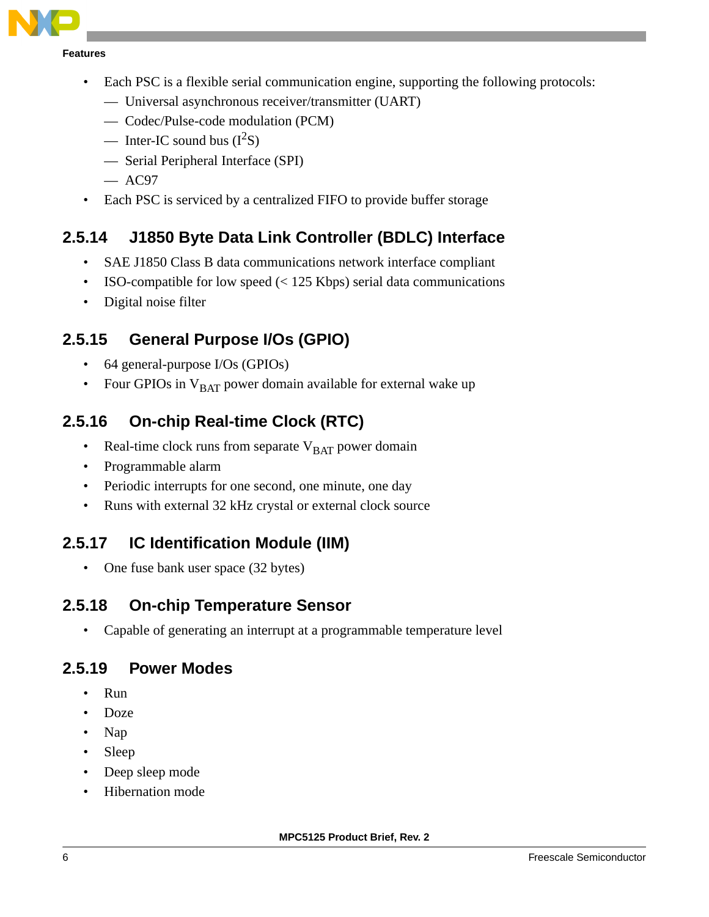- Each PSC is a flexible serial communication engine, supporting the following protocols:
  - Universal asynchronous receiver/transmitter (UART)
  - Codec/Pulse-code modulation (PCM)
  - Inter-IC sound bus ($I^2S$)
  - Serial Peripheral Interface (SPI)
  - AC97
- Each PSC is serviced by a centralized FIFO to provide buffer storage

### 2.5.14 J1850 Byte Data Link Controller (BDLC) Interface

- SAE J1850 Class B data communications network interface compliant
- ISO-compatible for low speed (< 125 Kbps) serial data communications
- Digital noise filter

### 2.5.15 General Purpose I/Os (GPIO)

- 64 general-purpose I/Os (GPIOs)
- Four GPIOs in $V_{BAT}$ power domain available for external wake up

### 2.5.16 On-chip Real-time Clock (RTC)

- Real-time clock runs from separate $V_{BAT}$ power domain
- Programmable alarm
- Periodic interrupts for one second, one minute, one day
- Runs with external 32 kHz crystal or external clock source

### 2.5.17 IC Identification Module (IIM)

- One fuse bank user space (32 bytes)

### 2.5.18 On-chip Temperature Sensor

- Capable of generating an interrupt at a programmable temperature level

### 2.5.19 Power Modes

- Run
- Doze
- Nap
- Sleep
- Deep sleep mode
- Hibernation mode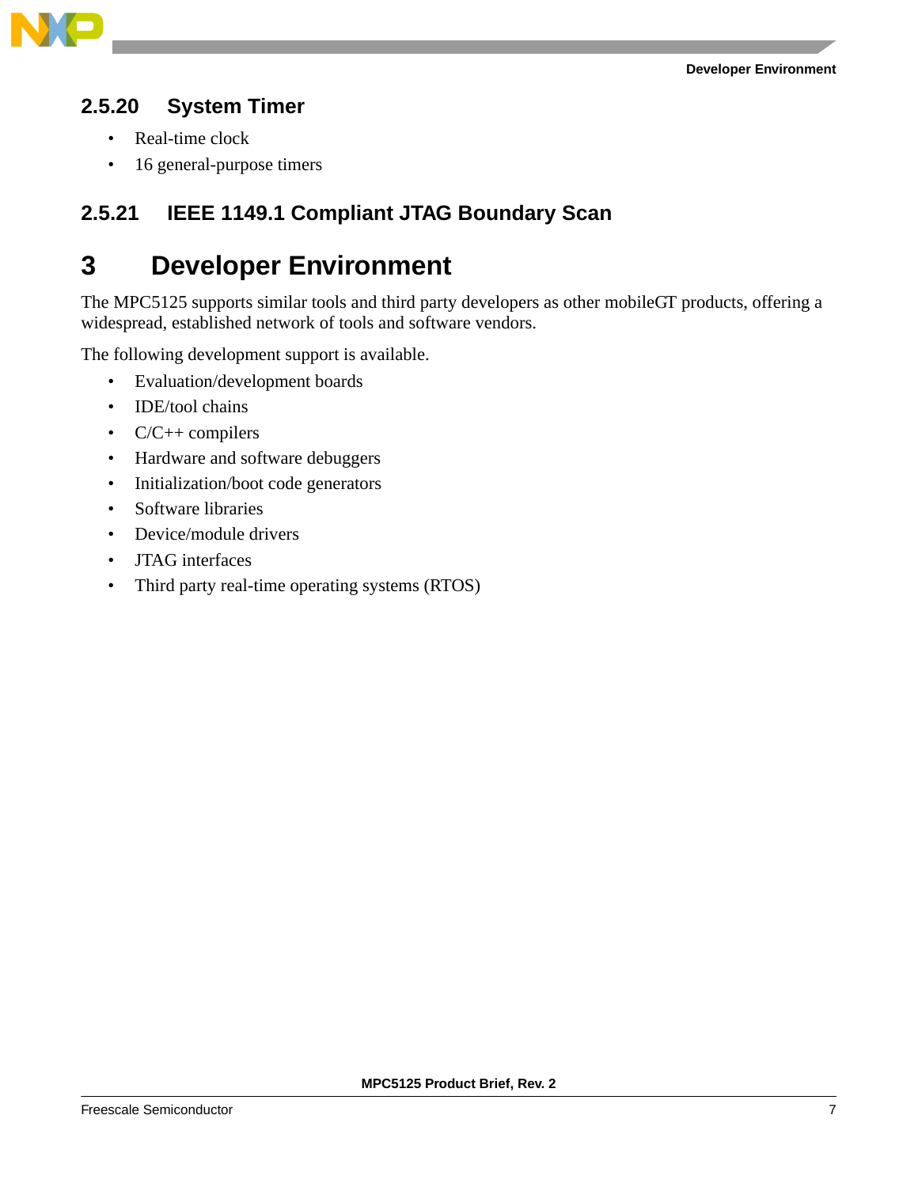### 2.5.20 System Timer

- Real-time clock
- 16 general-purpose timers

### 2.5.21 IEEE 1149.1 Compliant JTAG Boundary Scan

# 3 Developer Environment

The MPC5125 supports similar tools and third party developers as other mobileGT products, offering a widespread, established network of tools and software vendors.

The following development support is available.

- Evaluation/development boards
- IDE/tool chains
- C/C++ compilers
- Hardware and software debuggers
- Initialization/boot code generators
- Software libraries
- Device/module drivers
- JTAG interfaces
- Third party real-time operating systems (RTOS)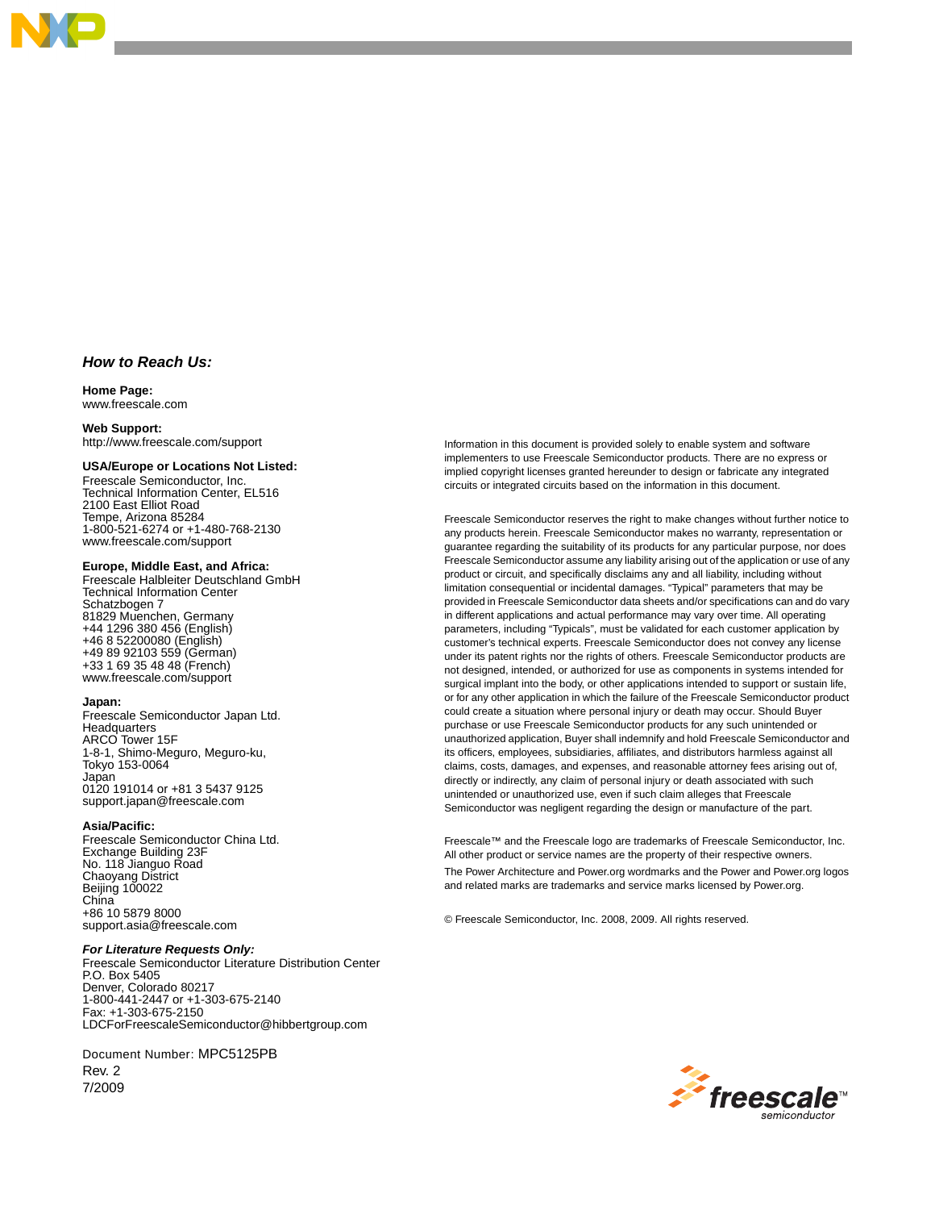### *How to Reach Us:*

**Home Page:**
www.freescale.com

**Web Support:**
http://www.freescale.com/support

**USA/Europe or Locations Not Listed:**
Freescale Semiconductor, Inc.
Technical Information Center, EL516
2100 East Elliot Road
Tempe, Arizona 85284
1-800-521-6274 or +1-480-768-2130
www.freescale.com/support

**Europe, Middle East, and Africa:**
Freescale Halbleiter Deutschland GmbH
Technical Information Center
Schatzbogen 7
81829 Muenchen, Germany
+44 1296 380 456 (English)
+46 8 52200080 (English)
+49 89 92103 559 (German)
+33 1 69 35 48 48 (French)
www.freescale.com/support

**Japan:**
Freescale Semiconductor Japan Ltd.
Headquarters
ARCO Tower 15F
1-8-1, Shimo-Meguro, Meguro-ku,
Tokyo 153-0064
Japan
0120 191014 or +81 3 5437 9125
support.japan@freescale.com

**Asia/Pacific:**
Freescale Semiconductor China Ltd.
Exchange Building 23F
No. 118 Jianguo Road
Chaoyang District
Beijing 100022
China
+86 10 5879 8000
support.asia@freescale.com

***For Literature Requests Only:***
Freescale Semiconductor Literature Distribution Center
P.O. Box 5405
Denver, Colorado 80217
1-800-441-2447 or +1-303-675-2140
Fax: +1-303-675-2150
LDCForFreescaleSemiconductor@hibbertgroup.com

Document Number: MPC5125PB
Rev. 2
7/2009

Information in this document is provided solely to enable system and software implementers to use Freescale Semiconductor products. There are no express or implied copyright licenses granted hereunder to design or fabricate any integrated circuits or integrated circuits based on the information in this document.

Freescale Semiconductor reserves the right to make changes without further notice to any products herein. Freescale Semiconductor makes no warranty, representation or guarantee regarding the suitability of its products for any particular purpose, nor does Freescale Semiconductor assume any liability arising out of the application or use of any product or circuit, and specifically disclaims any and all liability, including without limitation consequential or incidental damages. "Typical" parameters that may be provided in Freescale Semiconductor data sheets and/or specifications can and do vary in different applications and actual performance may vary over time. All operating parameters, including "Typicals", must be validated for each customer application by customer's technical experts. Freescale Semiconductor does not convey any license under its patent rights nor the rights of others. Freescale Semiconductor products are not designed, intended, or authorized for use as components in systems intended for surgical implant into the body, or other applications intended to support or sustain life, or for any other application in which the failure of the Freescale Semiconductor product could create a situation where personal injury or death may occur. Should Buyer purchase or use Freescale Semiconductor products for any such unintended or unauthorized application, Buyer shall indemnify and hold Freescale Semiconductor and its officers, employees, subsidiaries, affiliates, and distributors harmless against all claims, costs, damages, and expenses, and reasonable attorney fees arising out of, directly or indirectly, any claim of personal injury or death associated with such unintended or unauthorized use, even if such claim alleges that Freescale Semiconductor was negligent regarding the design or manufacture of the part.

Freescale™ and the Freescale logo are trademarks of Freescale Semiconductor, Inc. All other product or service names are the property of their respective owners.

The Power Architecture and Power.org wordmarks and the Power and Power.org logos and related marks are trademarks and service marks licensed by Power.org.

© Freescale Semiconductor, Inc. 2008, 2009. All rights reserved.